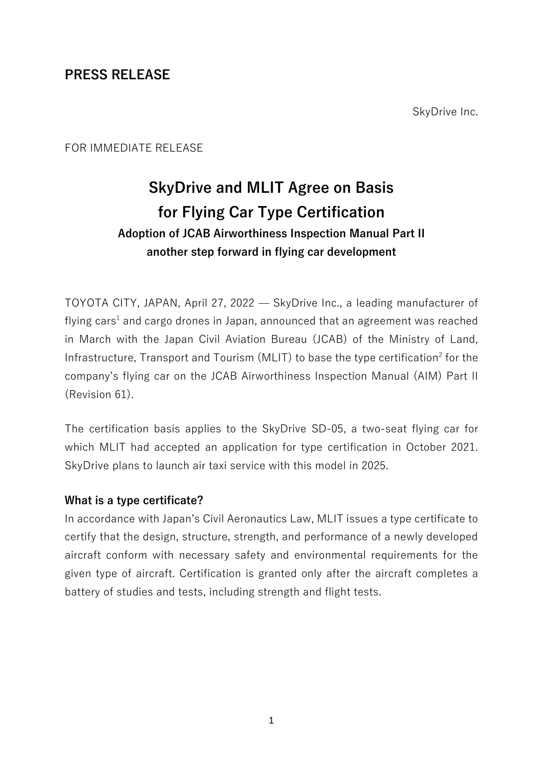## PRESS RELEASE

SkyDrive Inc.

FOR IMMEDIATE RELEASE

# SkyDrive and MLIT Agree on Basis for Flying Car Type Certification

### Adoption of JCAB Airworthiness Inspection Manual Part II another step forward in flying car development

TOYOTA CITY, JAPAN, April 27, 2022 — SkyDrive Inc., a leading manufacturer of flying cars[1] and cargo drones in Japan, announced that an agreement was reached in March with the Japan Civil Aviation Bureau (JCAB) of the Ministry of Land, Infrastructure, Transport and Tourism (MLIT) to base the type certification[2] for the company's flying car on the JCAB Airworthiness Inspection Manual (AIM) Part II (Revision 61).

The certification basis applies to the SkyDrive SD-05, a two-seat flying car for which MLIT had accepted an application for type certification in October 2021. SkyDrive plans to launch air taxi service with this model in 2025.

**What is a type certificate?**

In accordance with Japan's Civil Aeronautics Law, MLIT issues a type certificate to certify that the design, structure, strength, and performance of a newly developed aircraft conform with necessary safety and environmental requirements for the given type of aircraft. Certification is granted only after the aircraft completes a battery of studies and tests, including strength and flight tests.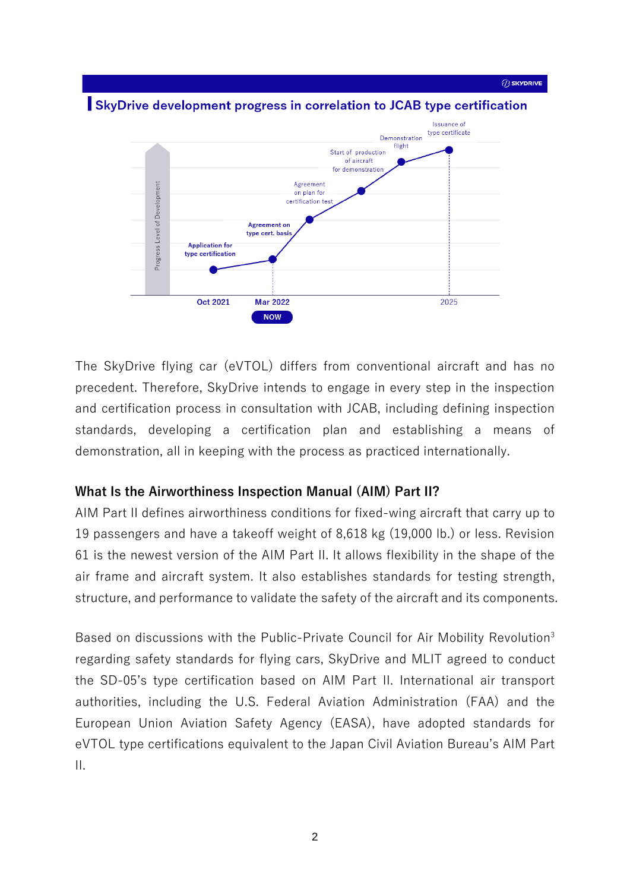## SkyDrive development progress in correlation to JCAB type certification

The SkyDrive flying car (eVTOL) differs from conventional aircraft and has no precedent. Therefore, SkyDrive intends to engage in every step in the inspection and certification process in consultation with JCAB, including defining inspection standards, developing a certification plan and establishing a means of demonstration, all in keeping with the process as practiced internationally.

### What Is the Airworthiness Inspection Manual (AIM) Part II?

AIM Part II defines airworthiness conditions for fixed-wing aircraft that carry up to 19 passengers and have a takeoff weight of 8,618 kg (19,000 lb.) or less. Revision 61 is the newest version of the AIM Part II. It allows flexibility in the shape of the air frame and aircraft system. It also establishes standards for testing strength, structure, and performance to validate the safety of the aircraft and its components.

Based on discussions with the Public-Private Council for Air Mobility Revolution[3] regarding safety standards for flying cars, SkyDrive and MLIT agreed to conduct the SD-05's type certification based on AIM Part II. International air transport authorities, including the U.S. Federal Aviation Administration (FAA) and the European Union Aviation Safety Agency (EASA), have adopted standards for eVTOL type certifications equivalent to the Japan Civil Aviation Bureau's AIM Part II.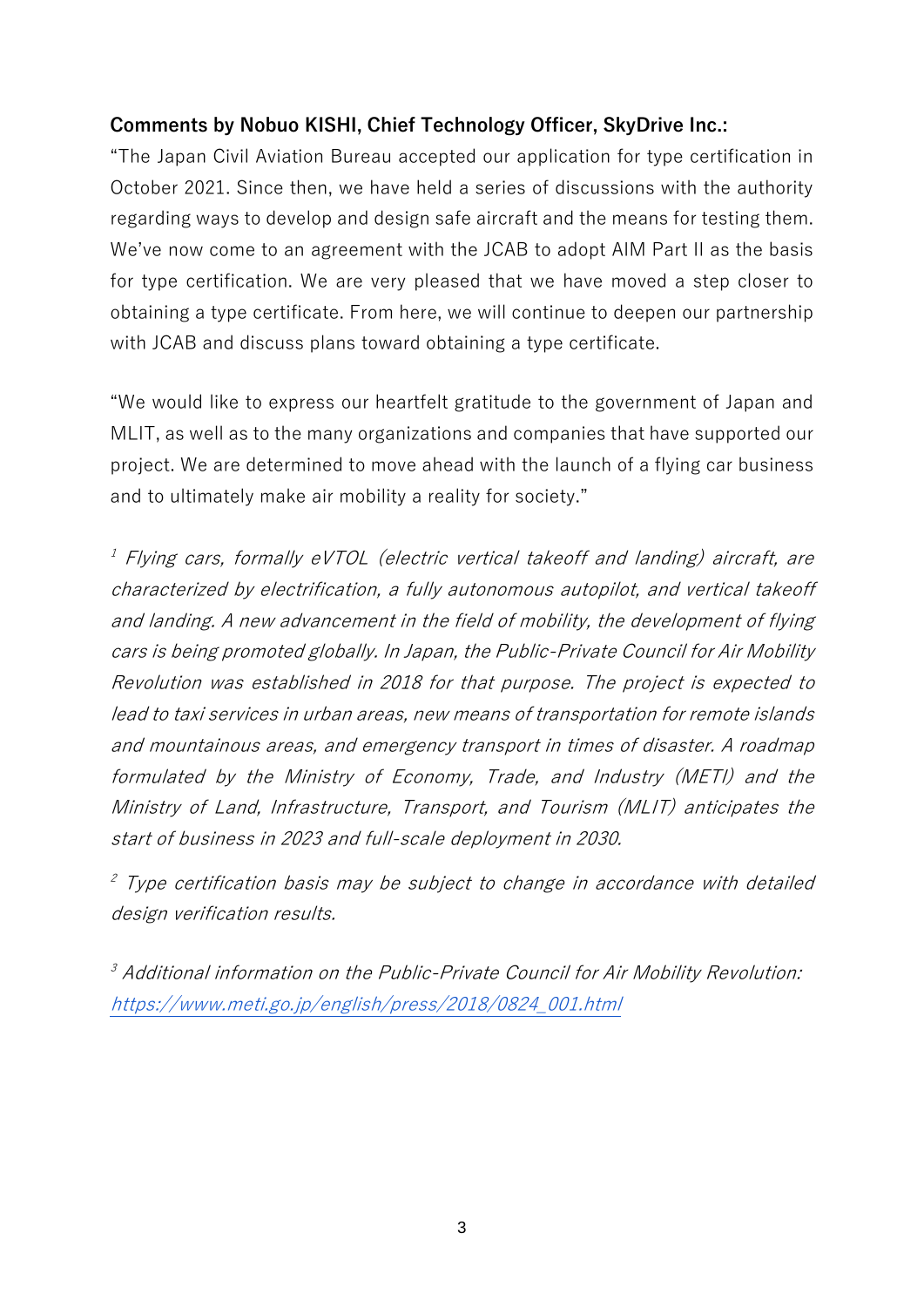**Comments by Nobuo KISHI, Chief Technology Officer, SkyDrive Inc.:**

"The Japan Civil Aviation Bureau accepted our application for type certification in October 2021. Since then, we have held a series of discussions with the authority regarding ways to develop and design safe aircraft and the means for testing them. We've now come to an agreement with the JCAB to adopt AIM Part II as the basis for type certification. We are very pleased that we have moved a step closer to obtaining a type certificate. From here, we will continue to deepen our partnership with JCAB and discuss plans toward obtaining a type certificate.

"We would like to express our heartfelt gratitude to the government of Japan and MLIT, as well as to the many organizations and companies that have supported our project. We are determined to move ahead with the launch of a flying car business and to ultimately make air mobility a reality for society."

*[1] Flying cars, formally eVTOL (electric vertical takeoff and landing) aircraft, are characterized by electrification, a fully autonomous autopilot, and vertical takeoff and landing. A new advancement in the field of mobility, the development of flying cars is being promoted globally. In Japan, the Public-Private Council for Air Mobility Revolution was established in 2018 for that purpose. The project is expected to lead to taxi services in urban areas, new means of transportation for remote islands and mountainous areas, and emergency transport in times of disaster. A roadmap formulated by the Ministry of Economy, Trade, and Industry (METI) and the Ministry of Land, Infrastructure, Transport, and Tourism (MLIT) anticipates the start of business in 2023 and full-scale deployment in 2030.*

*[2] Type certification basis may be subject to change in accordance with detailed design verification results.*

*[3] Additional information on the Public-Private Council for Air Mobility Revolution: https://www.meti.go.jp/english/press/2018/0824_001.html*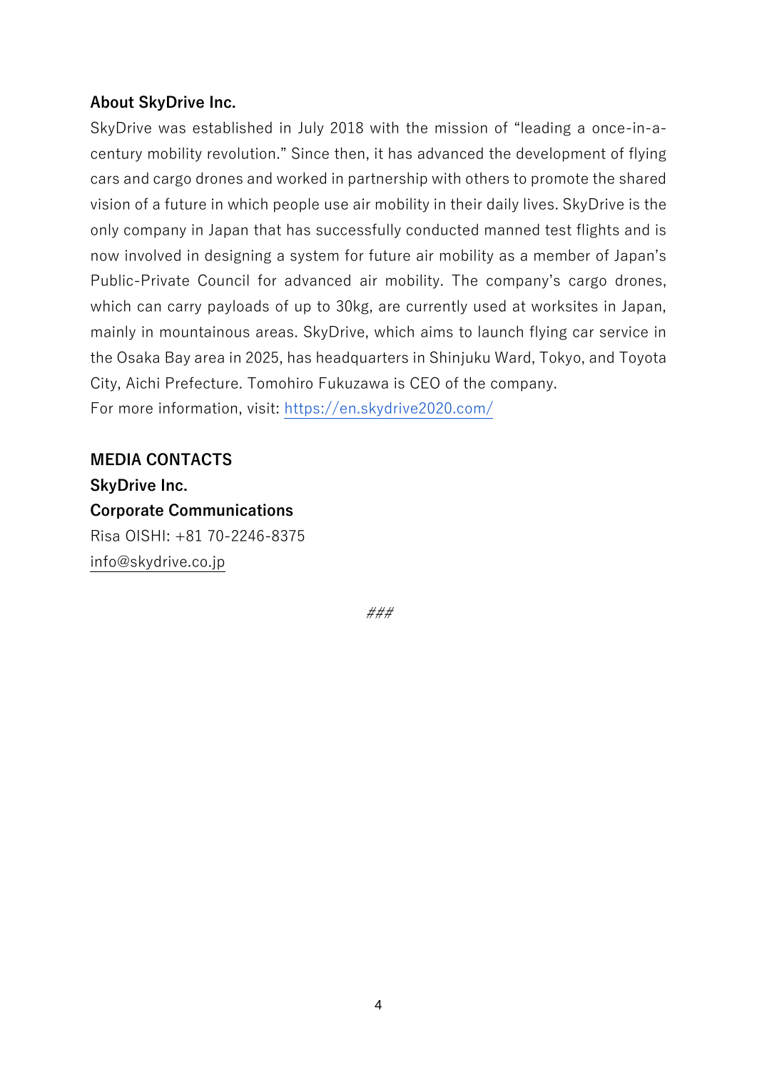**About SkyDrive Inc.**

SkyDrive was established in July 2018 with the mission of “leading a once-in-a-century mobility revolution.” Since then, it has advanced the development of flying cars and cargo drones and worked in partnership with others to promote the shared vision of a future in which people use air mobility in their daily lives. SkyDrive is the only company in Japan that has successfully conducted manned test flights and is now involved in designing a system for future air mobility as a member of Japan’s Public-Private Council for advanced air mobility. The company’s cargo drones, which can carry payloads of up to 30kg, are currently used at worksites in Japan, mainly in mountainous areas. SkyDrive, which aims to launch flying car service in the Osaka Bay area in 2025, has headquarters in Shinjuku Ward, Tokyo, and Toyota City, Aichi Prefecture. Tomohiro Fukuzawa is CEO of the company.
For more information, visit: https://en.skydrive2020.com/

**MEDIA CONTACTS**
**SkyDrive Inc.**
**Corporate Communications**
Risa OISHI: +81 70-2246-8375
info@skydrive.co.jp

###